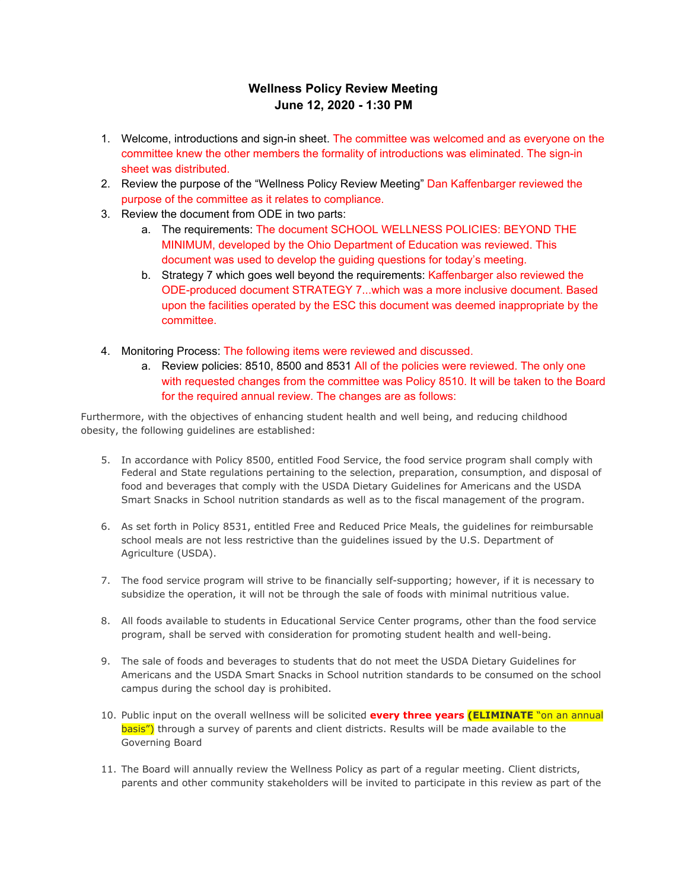# Wellness Policy Review Meeting
## June 12, 2020 - 1:30 PM

1. Welcome, introductions and sign-in sheet. The committee was welcomed and as everyone on the committee knew the other members the formality of introductions was eliminated. The sign-in sheet was distributed.
2. Review the purpose of the "Wellness Policy Review Meeting" Dan Kaffenbarger reviewed the purpose of the committee as it relates to compliance.
3. Review the document from ODE in two parts:
   a. The requirements: The document SCHOOL WELLNESS POLICIES: BEYOND THE MINIMUM, developed by the Ohio Department of Education was reviewed. This document was used to develop the guiding questions for today's meeting.
   b. Strategy 7 which goes well beyond the requirements: Kaffenbarger also reviewed the ODE-produced document STRATEGY 7...which was a more inclusive document. Based upon the facilities operated by the ESC this document was deemed inappropriate by the committee.
4. Monitoring Process: The following items were reviewed and discussed.
   a. Review policies: 8510, 8500 and 8531 All of the policies were reviewed. The only one with requested changes from the committee was Policy 8510. It will be taken to the Board for the required annual review. The changes are as follows:

Furthermore, with the objectives of enhancing student health and well being, and reducing childhood obesity, the following guidelines are established:

5. In accordance with Policy 8500, entitled Food Service, the food service program shall comply with Federal and State regulations pertaining to the selection, preparation, consumption, and disposal of food and beverages that comply with the USDA Dietary Guidelines for Americans and the USDA Smart Snacks in School nutrition standards as well as to the fiscal management of the program.

6. As set forth in Policy 8531, entitled Free and Reduced Price Meals, the guidelines for reimbursable school meals are not less restrictive than the guidelines issued by the U.S. Department of Agriculture (USDA).

7. The food service program will strive to be financially self-supporting; however, if it is necessary to subsidize the operation, it will not be through the sale of foods with minimal nutritious value.

8. All foods available to students in Educational Service Center programs, other than the food service program, shall be served with consideration for promoting student health and well-being.

9. The sale of foods and beverages to students that do not meet the USDA Dietary Guidelines for Americans and the USDA Smart Snacks in School nutrition standards to be consumed on the school campus during the school day is prohibited.

10. Public input on the overall wellness will be solicited **every three years** **(ELIMINATE** "on an annual basis") through a survey of parents and client districts. Results will be made available to the Governing Board

11. The Board will annually review the Wellness Policy as part of a regular meeting. Client districts, parents and other community stakeholders will be invited to participate in this review as part of the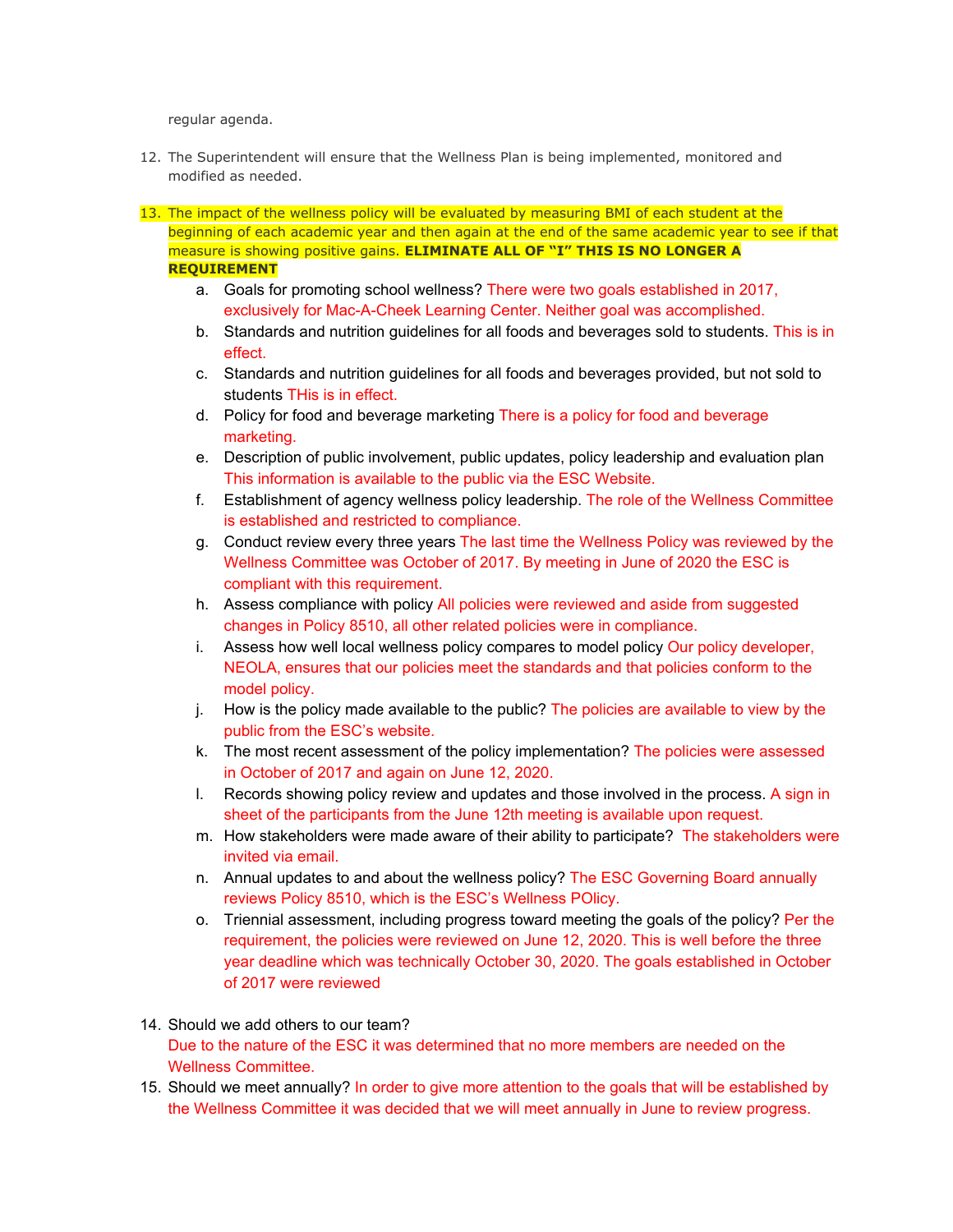regular agenda.

12. The Superintendent will ensure that the Wellness Plan is being implemented, monitored and modified as needed.

13. The impact of the wellness policy will be evaluated by measuring BMI of each student at the beginning of each academic year and then again at the end of the same academic year to see if that measure is showing positive gains. **ELIMINATE ALL OF "I" THIS IS NO LONGER A REQUIREMENT**
    a. Goals for promoting school wellness? There were two goals established in 2017, exclusively for Mac-A-Cheek Learning Center. Neither goal was accomplished.
    b. Standards and nutrition guidelines for all foods and beverages sold to students. This is in effect.
    c. Standards and nutrition guidelines for all foods and beverages provided, but not sold to students THis is in effect.
    d. Policy for food and beverage marketing There is a policy for food and beverage marketing.
    e. Description of public involvement, public updates, policy leadership and evaluation plan This information is available to the public via the ESC Website.
    f. Establishment of agency wellness policy leadership. The role of the Wellness Committee is established and restricted to compliance.
    g. Conduct review every three years The last time the Wellness Policy was reviewed by the Wellness Committee was October of 2017. By meeting in June of 2020 the ESC is compliant with this requirement.
    h. Assess compliance with policy All policies were reviewed and aside from suggested changes in Policy 8510, all other related policies were in compliance.
    i. Assess how well local wellness policy compares to model policy Our policy developer, NEOLA, ensures that our policies meet the standards and that policies conform to the model policy.
    j. How is the policy made available to the public? The policies are available to view by the public from the ESC's website.
    k. The most recent assessment of the policy implementation? The policies were assessed in October of 2017 and again on June 12, 2020.
    l. Records showing policy review and updates and those involved in the process. A sign in sheet of the participants from the June 12th meeting is available upon request.
    m. How stakeholders were made aware of their ability to participate? The stakeholders were invited via email.
    n. Annual updates to and about the wellness policy? The ESC Governing Board annually reviews Policy 8510, which is the ESC's Wellness POlicy.
    o. Triennial assessment, including progress toward meeting the goals of the policy? Per the requirement, the policies were reviewed on June 12, 2020. This is well before the three year deadline which was technically October 30, 2020. The goals established in October of 2017 were reviewed

14. Should we add others to our team?
    Due to the nature of the ESC it was determined that no more members are needed on the Wellness Committee.
15. Should we meet annually? In order to give more attention to the goals that will be established by the Wellness Committee it was decided that we will meet annually in June to review progress.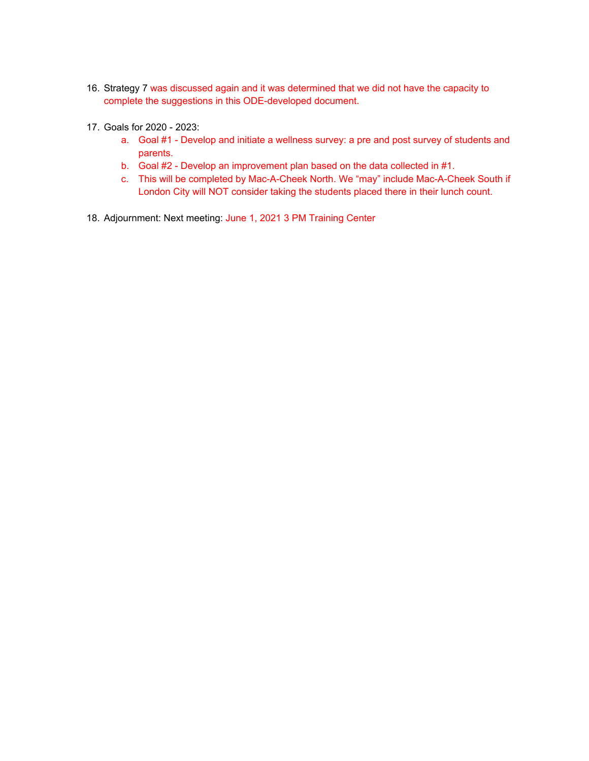16. Strategy 7 was discussed again and it was determined that we did not have the capacity to complete the suggestions in this ODE-developed document.

17. Goals for 2020 - 2023:
    a. Goal #1 - Develop and initiate a wellness survey: a pre and post survey of students and parents.
    b. Goal #2 - Develop an improvement plan based on the data collected in #1.
    c. This will be completed by Mac-A-Cheek North. We “may” include Mac-A-Cheek South if London City will NOT consider taking the students placed there in their lunch count.

18. Adjournment: Next meeting: June 1, 2021 3 PM Training Center